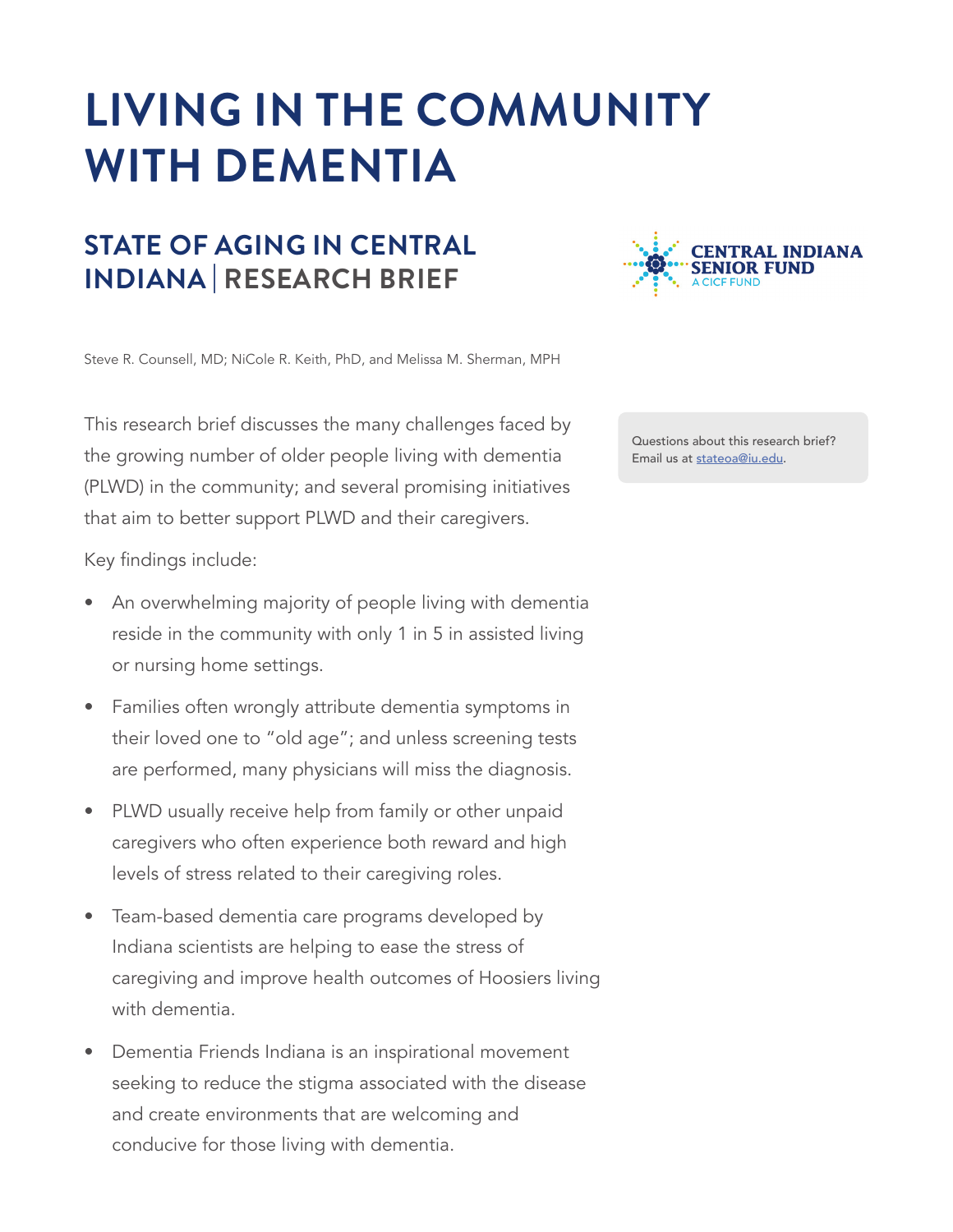# LIVING IN THE COMMUNITY WITH DEMENTIA

## STATE OF AGING IN CENTRAL INDIANA | RESEARCH BRIEF

CENTRAL INDIANA SENIOR FUND
A CICF FUND

Steve R. Counsell, MD; NiCole R. Keith, PhD, and Melissa M. Sherman, MPH

Questions about this research brief? Email us at stateoa@iu.edu.

This research brief discusses the many challenges faced by the growing number of older people living with dementia (PLWD) in the community; and several promising initiatives that aim to better support PLWD and their caregivers.

Key findings include:

- An overwhelming majority of people living with dementia reside in the community with only 1 in 5 in assisted living or nursing home settings.
- Families often wrongly attribute dementia symptoms in their loved one to "old age"; and unless screening tests are performed, many physicians will miss the diagnosis.
- PLWD usually receive help from family or other unpaid caregivers who often experience both reward and high levels of stress related to their caregiving roles.
- Team-based dementia care programs developed by Indiana scientists are helping to ease the stress of caregiving and improve health outcomes of Hoosiers living with dementia.
- Dementia Friends Indiana is an inspirational movement seeking to reduce the stigma associated with the disease and create environments that are welcoming and conducive for those living with dementia.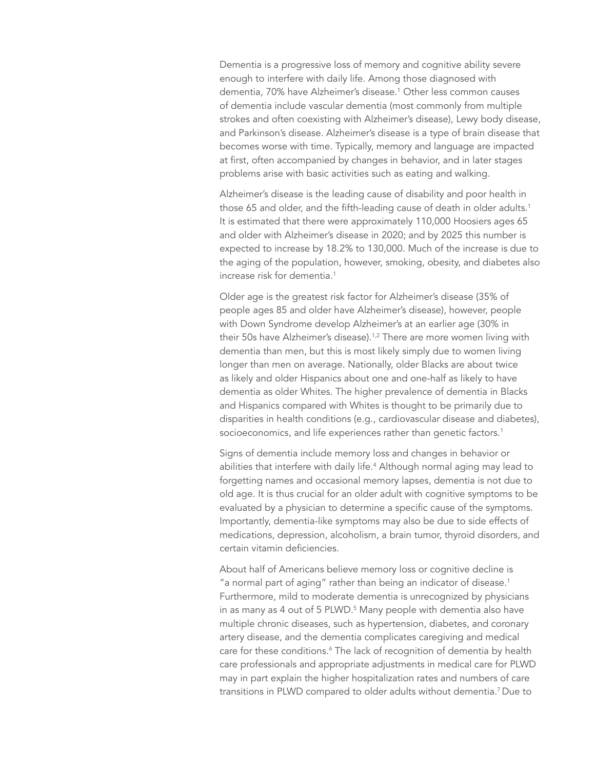Dementia is a progressive loss of memory and cognitive ability severe enough to interfere with daily life. Among those diagnosed with dementia, 70% have Alzheimer's disease.[1] Other less common causes of dementia include vascular dementia (most commonly from multiple strokes and often coexisting with Alzheimer's disease), Lewy body disease, and Parkinson's disease. Alzheimer's disease is a type of brain disease that becomes worse with time. Typically, memory and language are impacted at first, often accompanied by changes in behavior, and in later stages problems arise with basic activities such as eating and walking.

Alzheimer's disease is the leading cause of disability and poor health in those 65 and older, and the fifth-leading cause of death in older adults.[1] It is estimated that there were approximately 110,000 Hoosiers ages 65 and older with Alzheimer's disease in 2020; and by 2025 this number is expected to increase by 18.2% to 130,000. Much of the increase is due to the aging of the population, however, smoking, obesity, and diabetes also increase risk for dementia.[1]

Older age is the greatest risk factor for Alzheimer's disease (35% of people ages 85 and older have Alzheimer's disease), however, people with Down Syndrome develop Alzheimer's at an earlier age (30% in their 50s have Alzheimer's disease).[1,2] There are more women living with dementia than men, but this is most likely simply due to women living longer than men on average. Nationally, older Blacks are about twice as likely and older Hispanics about one and one-half as likely to have dementia as older Whites. The higher prevalence of dementia in Blacks and Hispanics compared with Whites is thought to be primarily due to disparities in health conditions (e.g., cardiovascular disease and diabetes), socioeconomics, and life experiences rather than genetic factors.[1]

Signs of dementia include memory loss and changes in behavior or abilities that interfere with daily life.[4] Although normal aging may lead to forgetting names and occasional memory lapses, dementia is not due to old age. It is thus crucial for an older adult with cognitive symptoms to be evaluated by a physician to determine a specific cause of the symptoms. Importantly, dementia-like symptoms may also be due to side effects of medications, depression, alcoholism, a brain tumor, thyroid disorders, and certain vitamin deficiencies.

About half of Americans believe memory loss or cognitive decline is "a normal part of aging" rather than being an indicator of disease.[1] Furthermore, mild to moderate dementia is unrecognized by physicians in as many as 4 out of 5 PLWD.[5] Many people with dementia also have multiple chronic diseases, such as hypertension, diabetes, and coronary artery disease, and the dementia complicates caregiving and medical care for these conditions.[6] The lack of recognition of dementia by health care professionals and appropriate adjustments in medical care for PLWD may in part explain the higher hospitalization rates and numbers of care transitions in PLWD compared to older adults without dementia.[7] Due to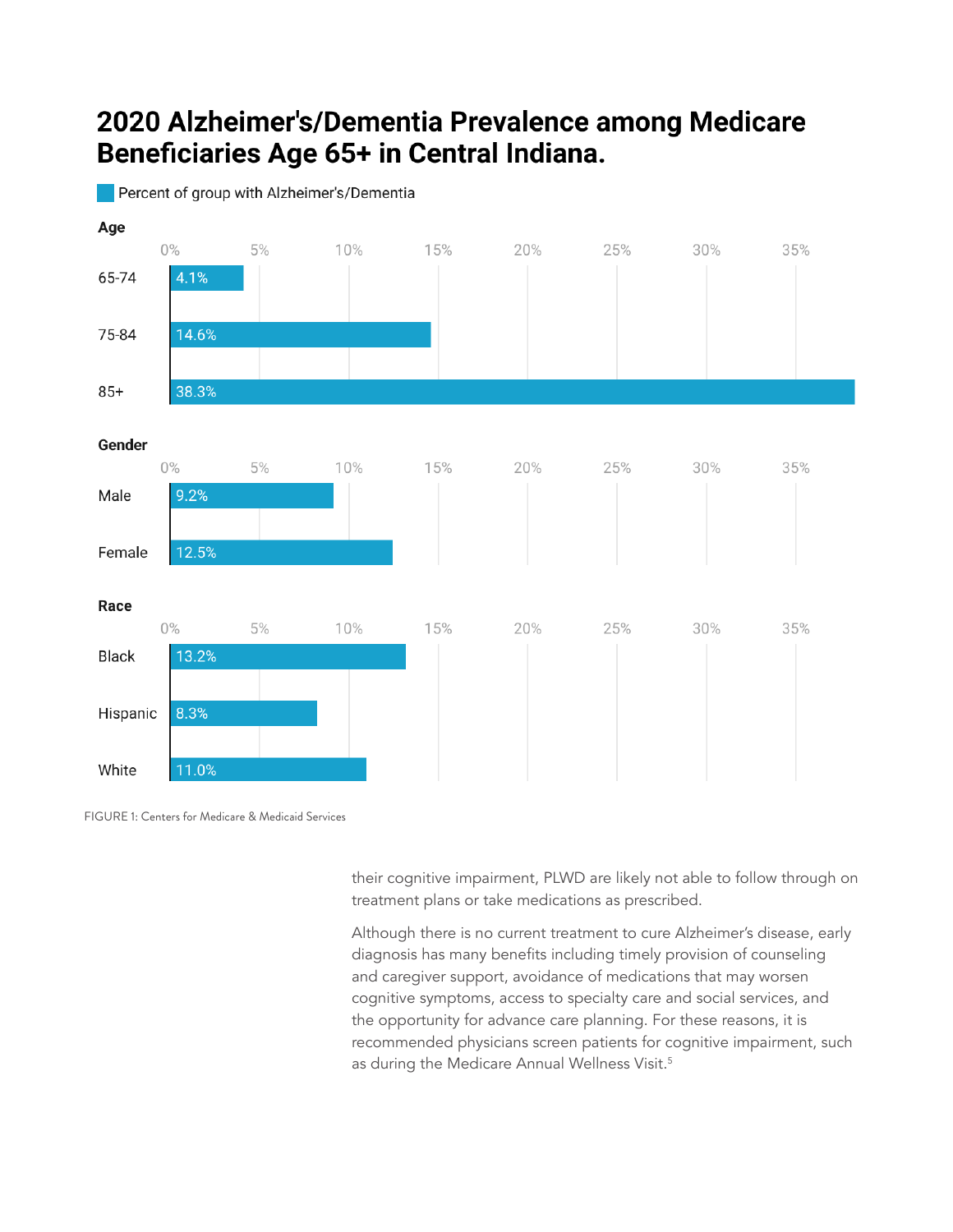## 2020 Alzheimer's/Dementia Prevalence among Medicare Beneficiaries Age 65+ in Central Indiana.

Percent of group with Alzheimer's/Dementia

| Group | Category | Percent |
|---|---|---|
| Age | 65-74 | 4.1% |
| | 75-84 | 14.6% |
| | 85+ | 38.3% |
| Gender | Male | 9.2% |
| | Female | 12.5% |
| Race | Black | 13.2% |
| | Hispanic | 8.3% |
| | White | 11.0% |

FIGURE 1: Centers for Medicare & Medicaid Services

their cognitive impairment, PLWD are likely not able to follow through on treatment plans or take medications as prescribed.

Although there is no current treatment to cure Alzheimer's disease, early diagnosis has many benefits including timely provision of counseling and caregiver support, avoidance of medications that may worsen cognitive symptoms, access to specialty care and social services, and the opportunity for advance care planning. For these reasons, it is recommended physicians screen patients for cognitive impairment, such as during the Medicare Annual Wellness Visit.[5]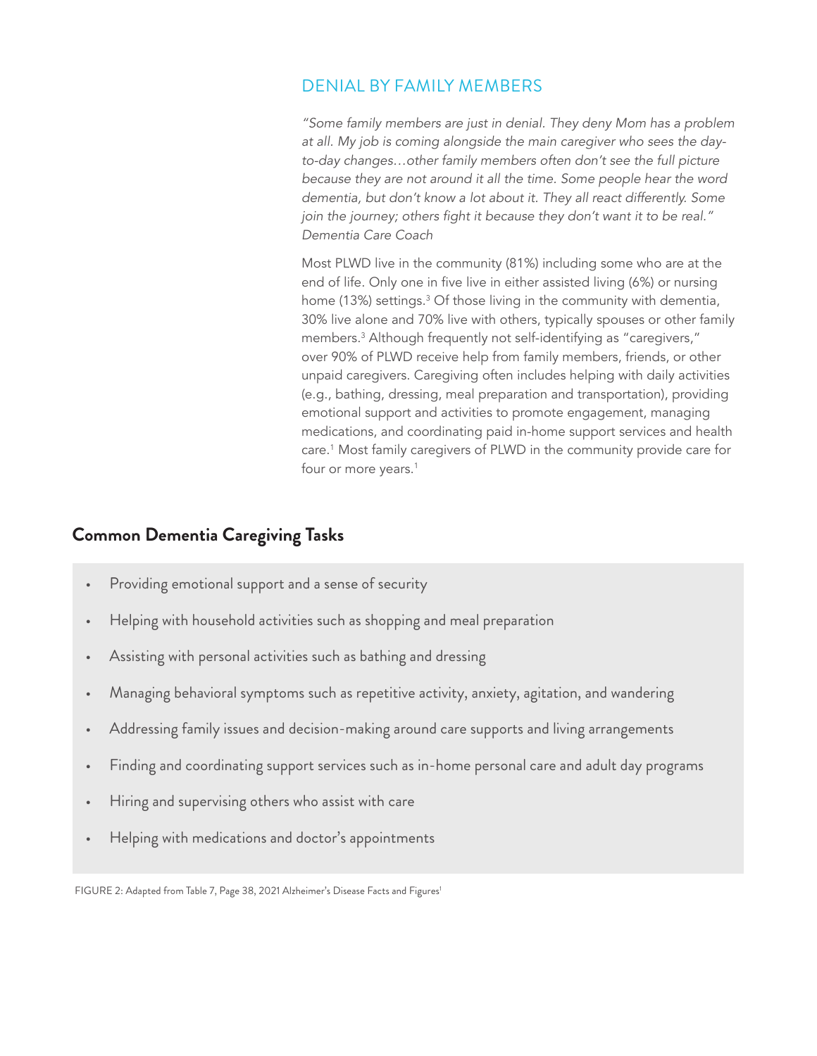## DENIAL BY FAMILY MEMBERS

*"Some family members are just in denial. They deny Mom has a problem at all. My job is coming alongside the main caregiver who sees the day-to-day changes…other family members often don't see the full picture because they are not around it all the time. Some people hear the word dementia, but don't know a lot about it. They all react differently. Some join the journey; others fight it because they don't want it to be real." Dementia Care Coach*

Most PLWD live in the community (81%) including some who are at the end of life. Only one in five live in either assisted living (6%) or nursing home (13%) settings.[3] Of those living in the community with dementia, 30% live alone and 70% live with others, typically spouses or other family members.[3] Although frequently not self-identifying as "caregivers," over 90% of PLWD receive help from family members, friends, or other unpaid caregivers. Caregiving often includes helping with daily activities (e.g., bathing, dressing, meal preparation and transportation), providing emotional support and activities to promote engagement, managing medications, and coordinating paid in-home support services and health care.[1] Most family caregivers of PLWD in the community provide care for four or more years.[1]

### Common Dementia Caregiving Tasks

- Providing emotional support and a sense of security
- Helping with household activities such as shopping and meal preparation
- Assisting with personal activities such as bathing and dressing
- Managing behavioral symptoms such as repetitive activity, anxiety, agitation, and wandering
- Addressing family issues and decision-making around care supports and living arrangements
- Finding and coordinating support services such as in-home personal care and adult day programs
- Hiring and supervising others who assist with care
- Helping with medications and doctor's appointments

FIGURE 2: Adapted from Table 7, Page 38, 2021 Alzheimer's Disease Facts and Figures[1]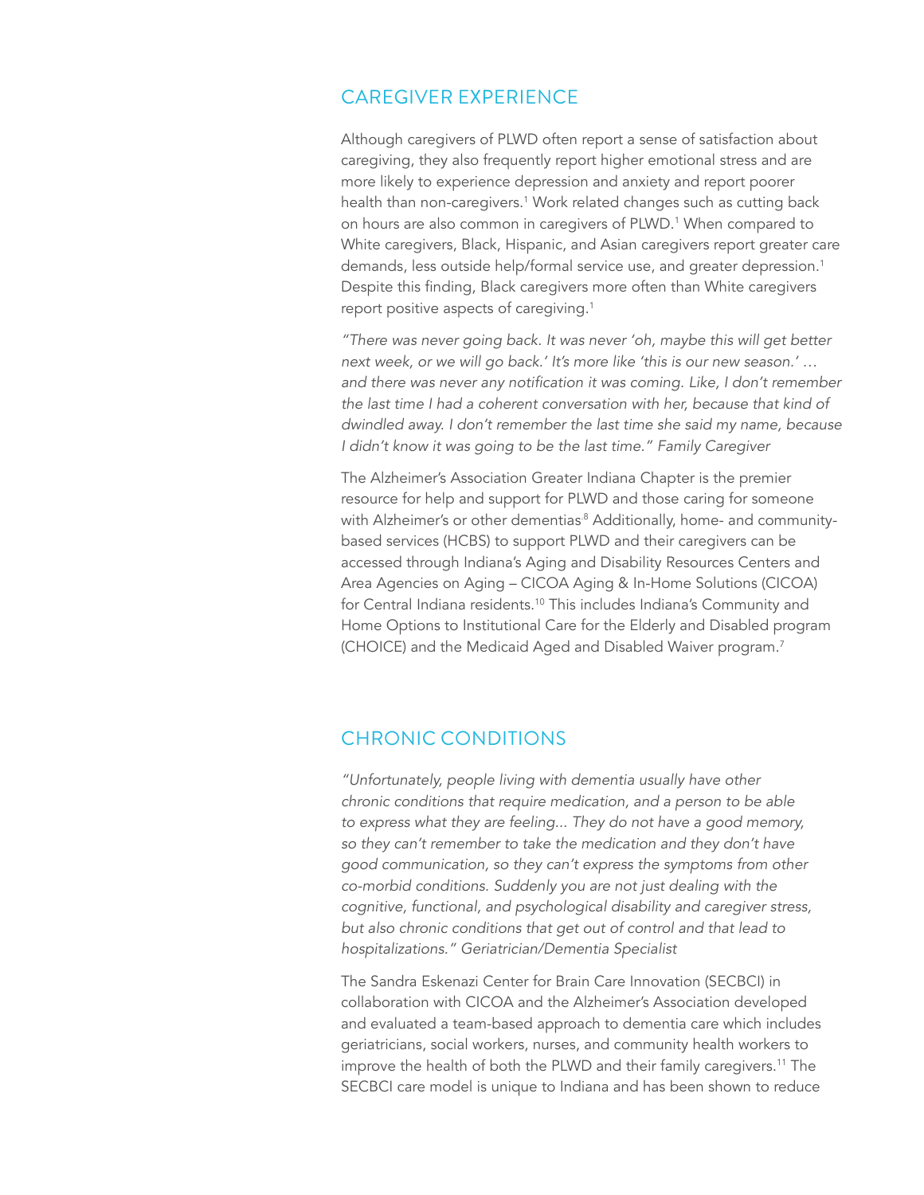## CAREGIVER EXPERIENCE

Although caregivers of PLWD often report a sense of satisfaction about caregiving, they also frequently report higher emotional stress and are more likely to experience depression and anxiety and report poorer health than non-caregivers.[1] Work related changes such as cutting back on hours are also common in caregivers of PLWD.[1] When compared to White caregivers, Black, Hispanic, and Asian caregivers report greater care demands, less outside help/formal service use, and greater depression.[1] Despite this finding, Black caregivers more often than White caregivers report positive aspects of caregiving.[1]

*"There was never going back. It was never 'oh, maybe this will get better next week, or we will go back.' It's more like 'this is our new season.' … and there was never any notification it was coming. Like, I don't remember the last time I had a coherent conversation with her, because that kind of dwindled away. I don't remember the last time she said my name, because I didn't know it was going to be the last time." Family Caregiver*

The Alzheimer's Association Greater Indiana Chapter is the premier resource for help and support for PLWD and those caring for someone with Alzheimer's or other dementias.[8] Additionally, home- and community-based services (HCBS) to support PLWD and their caregivers can be accessed through Indiana's Aging and Disability Resources Centers and Area Agencies on Aging – CICOA Aging & In-Home Solutions (CICOA) for Central Indiana residents.[10] This includes Indiana's Community and Home Options to Institutional Care for the Elderly and Disabled program (CHOICE) and the Medicaid Aged and Disabled Waiver program.[7]

## CHRONIC CONDITIONS

*"Unfortunately, people living with dementia usually have other chronic conditions that require medication, and a person to be able to express what they are feeling... They do not have a good memory, so they can't remember to take the medication and they don't have good communication, so they can't express the symptoms from other co-morbid conditions. Suddenly you are not just dealing with the cognitive, functional, and psychological disability and caregiver stress, but also chronic conditions that get out of control and that lead to hospitalizations." Geriatrician/Dementia Specialist*

The Sandra Eskenazi Center for Brain Care Innovation (SECBCI) in collaboration with CICOA and the Alzheimer's Association developed and evaluated a team-based approach to dementia care which includes geriatricians, social workers, nurses, and community health workers to improve the health of both the PLWD and their family caregivers.[11] The SECBCI care model is unique to Indiana and has been shown to reduce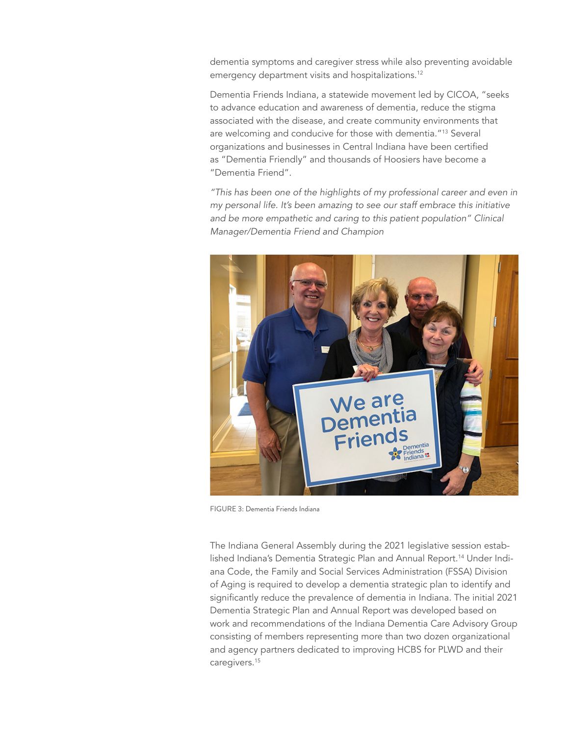dementia symptoms and caregiver stress while also preventing avoidable emergency department visits and hospitalizations.[12]

Dementia Friends Indiana, a statewide movement led by CICOA, "seeks to advance education and awareness of dementia, reduce the stigma associated with the disease, and create community environments that are welcoming and conducive for those with dementia."[13] Several organizations and businesses in Central Indiana have been certified as "Dementia Friendly" and thousands of Hoosiers have become a "Dementia Friend".

*"This has been one of the highlights of my professional career and even in my personal life. It's been amazing to see our staff embrace this initiative and be more empathetic and caring to this patient population" Clinical Manager/Dementia Friend and Champion*

FIGURE 3: Dementia Friends Indiana

The Indiana General Assembly during the 2021 legislative session established Indiana's Dementia Strategic Plan and Annual Report.[14] Under Indiana Code, the Family and Social Services Administration (FSSA) Division of Aging is required to develop a dementia strategic plan to identify and significantly reduce the prevalence of dementia in Indiana. The initial 2021 Dementia Strategic Plan and Annual Report was developed based on work and recommendations of the Indiana Dementia Care Advisory Group consisting of members representing more than two dozen organizational and agency partners dedicated to improving HCBS for PLWD and their caregivers.[15]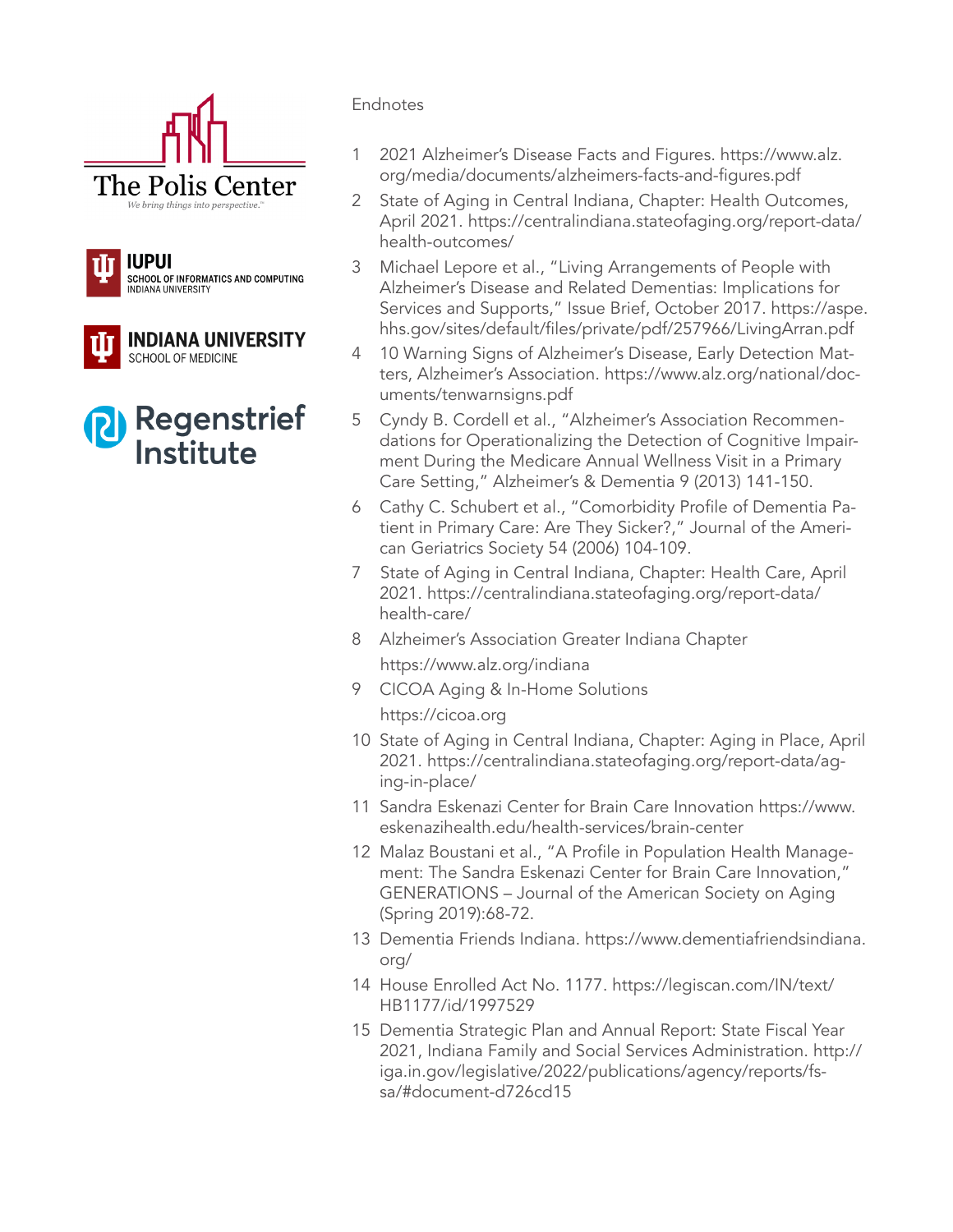The Polis Center

*We bring things into perspective.*

IUPUI
SCHOOL OF INFORMATICS AND COMPUTING
INDIANA UNIVERSITY

INDIANA UNIVERSITY
SCHOOL OF MEDICINE

Regenstrief Institute

## Endnotes

1. 2021 Alzheimer's Disease Facts and Figures. https://www.alz.org/media/documents/alzheimers-facts-and-figures.pdf
2. State of Aging in Central Indiana, Chapter: Health Outcomes, April 2021. https://centralindiana.stateofaging.org/report-data/health-outcomes/
3. Michael Lepore et al., "Living Arrangements of People with Alzheimer's Disease and Related Dementias: Implications for Services and Supports," Issue Brief, October 2017. https://aspe.hhs.gov/sites/default/files/private/pdf/257966/LivingArran.pdf
4. 10 Warning Signs of Alzheimer's Disease, Early Detection Matters, Alzheimer's Association. https://www.alz.org/national/documents/tenwarnsigns.pdf
5. Cyndy B. Cordell et al., "Alzheimer's Association Recommendations for Operationalizing the Detection of Cognitive Impairment During the Medicare Annual Wellness Visit in a Primary Care Setting," Alzheimer's & Dementia 9 (2013) 141-150.
6. Cathy C. Schubert et al., "Comorbidity Profile of Dementia Patient in Primary Care: Are They Sicker?," Journal of the American Geriatrics Society 54 (2006) 104-109.
7. State of Aging in Central Indiana, Chapter: Health Care, April 2021. https://centralindiana.stateofaging.org/report-data/health-care/
8. Alzheimer's Association Greater Indiana Chapter
   https://www.alz.org/indiana
9. CICOA Aging & In-Home Solutions
   https://cicoa.org
10. State of Aging in Central Indiana, Chapter: Aging in Place, April 2021. https://centralindiana.stateofaging.org/report-data/aging-in-place/
11. Sandra Eskenazi Center for Brain Care Innovation https://www.eskenazihealth.edu/health-services/brain-center
12. Malaz Boustani et al., "A Profile in Population Health Management: The Sandra Eskenazi Center for Brain Care Innovation," GENERATIONS – Journal of the American Society on Aging (Spring 2019):68-72.
13. Dementia Friends Indiana. https://www.dementiafriendsindiana.org/
14. House Enrolled Act No. 1177. https://legiscan.com/IN/text/HB1177/id/1997529
15. Dementia Strategic Plan and Annual Report: State Fiscal Year 2021, Indiana Family and Social Services Administration. http://iga.in.gov/legislative/2022/publications/agency/reports/fssa/#document-d726cd15